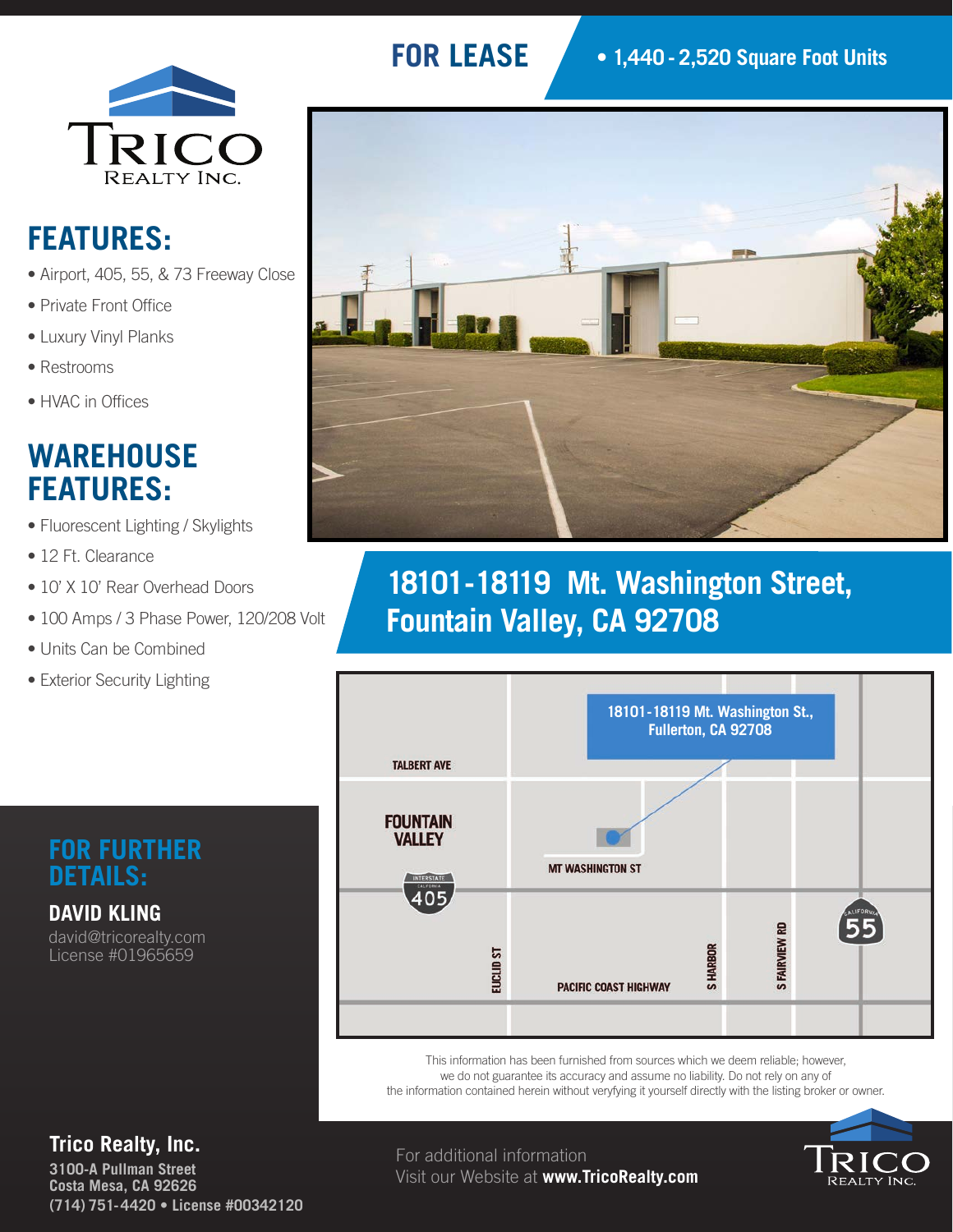# FOR LEASE

- 1,440 - 2,520 Square Foot Units

TRICO REALTY INC.

## FEATURES:

- Airport, 405, 55, & 73 Freeway Close
- Private Front Office
- Luxury Vinyl Planks
- Restrooms
- HVAC in Offices

## WAREHOUSE FEATURES:

- Fluorescent Lighting / Skylights
- 12 Ft. Clearance
- 10' X 10' Rear Overhead Doors
- 100 Amps / 3 Phase Power, 120/208 Volt
- Units Can be Combined
- Exterior Security Lighting

## 18101-18119 Mt. Washington Street, Fountain Valley, CA 92708

18101-18119 Mt. Washington St., Fullerton, CA 92708

TALBERT AVE
FOUNTAIN VALLEY
405
MT WASHINGTON ST
EUCLID ST
PACIFIC COAST HIGHWAY
S HARBOR
S FAIRVIEW RD
55

This information has been furnished from sources which we deem reliable; however, we do not guarantee its accuracy and assume no liability. Do not rely on any of the information contained herein without veryfying it yourself directly with the listing broker or owner.

## FOR FURTHER DETAILS:

**DAVID KLING**
david@tricorealty.com
License #01965659

**Trico Realty, Inc.**
3100-A Pullman Street
Costa Mesa, CA 92626
(714) 751-4420 • License #00342120

For additional information
Visit our Website at **www.TricoRealty.com**

TRICO REALTY INC.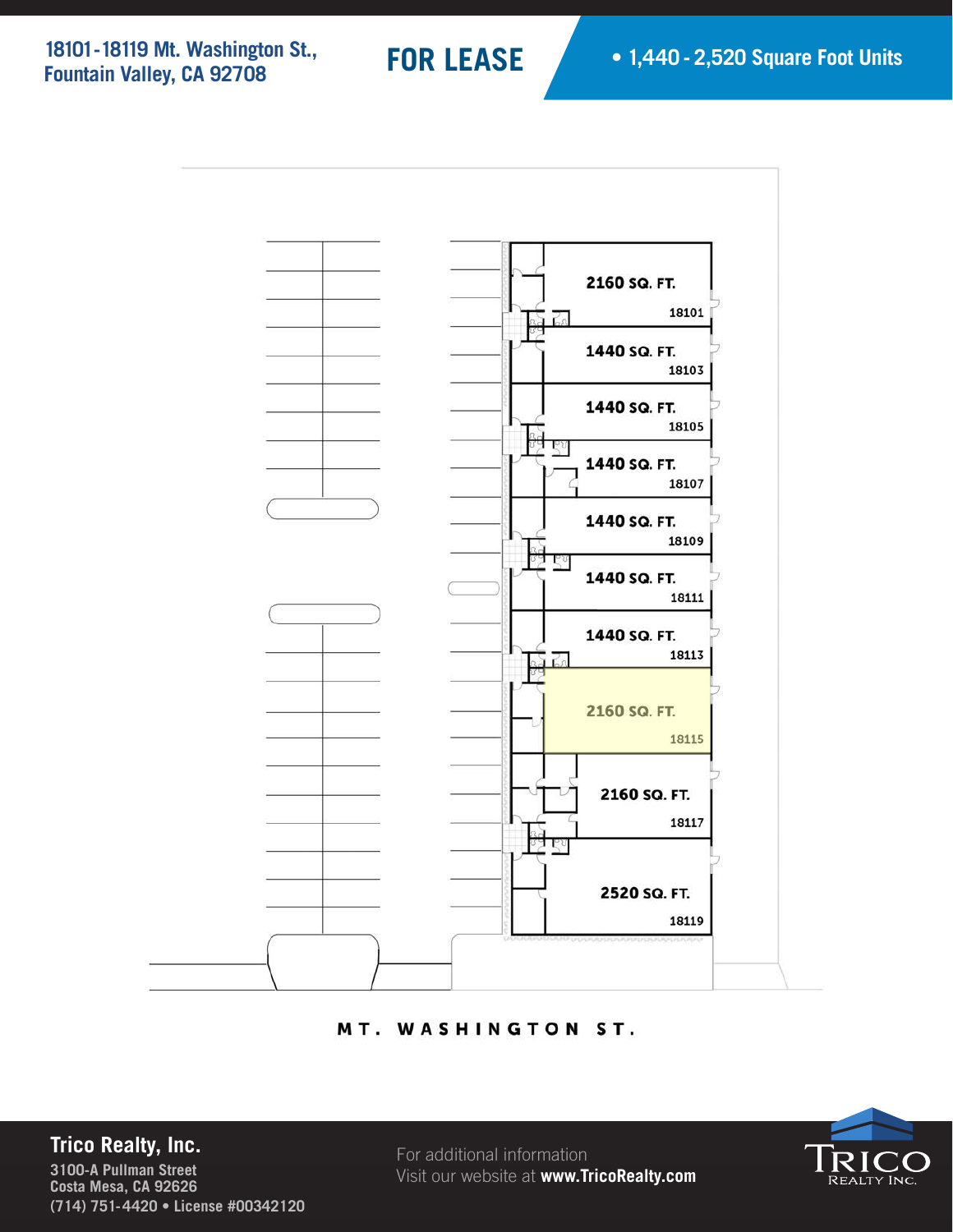18101-18119 Mt. Washington St.,
Fountain Valley, CA 92708

# FOR LEASE

- 1,440 - 2,520 Square Foot Units

2160 SQ. FT.
18101

1440 SQ. FT.
18103

1440 SQ. FT.
18105

1440 SQ. FT.
18107

1440 SQ. FT.
18109

1440 SQ. FT.
18111

1440 SQ. FT.
18113

2160 SQ. FT.
18115

2160 SQ. FT.
18117

2520 SQ. FT.
18119

MT. WASHINGTON ST.

**Trico Realty, Inc.**
3100-A Pullman Street
Costa Mesa, CA 92626
(714) 751-4420 • License #00342120

For additional information
Visit our website at **www.TricoRealty.com**

TRICO REALTY INC.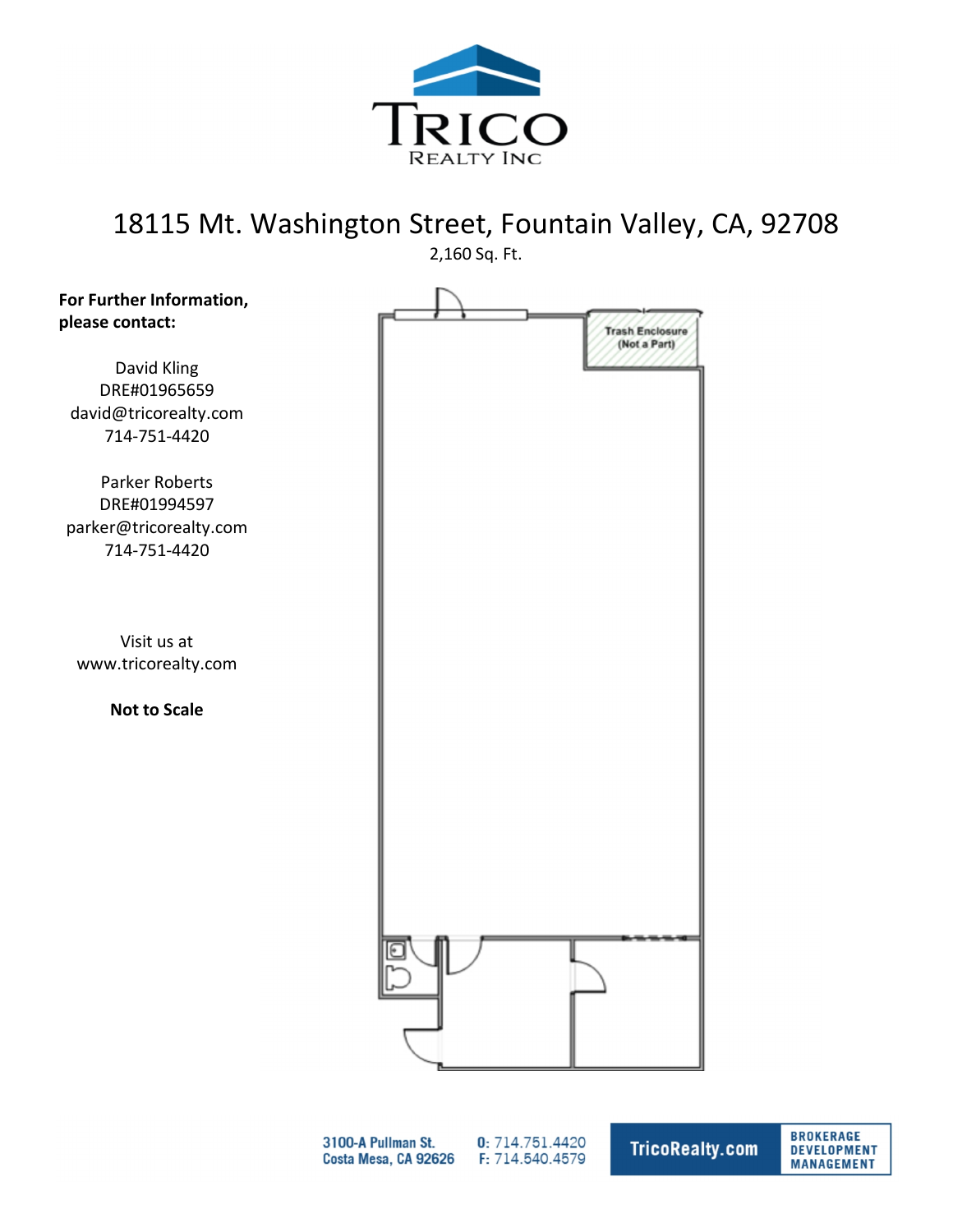TRICO
REALTY INC

# 18115 Mt. Washington Street, Fountain Valley, CA, 92708

2,160 Sq. Ft.

**For Further Information, please contact:**

David Kling
DRE#01965659
david@tricorealty.com
714-751-4420

Parker Roberts
DRE#01994597
parker@tricorealty.com
714-751-4420

Visit us at
www.tricorealty.com

**Not to Scale**

Trash Enclosure
(Not a Part)

3100-A Pullman St.
Costa Mesa, CA 92626

O: 714.751.4420
F: 714.540.4579

TricoRealty.com

BROKERAGE
DEVELOPMENT
MANAGEMENT